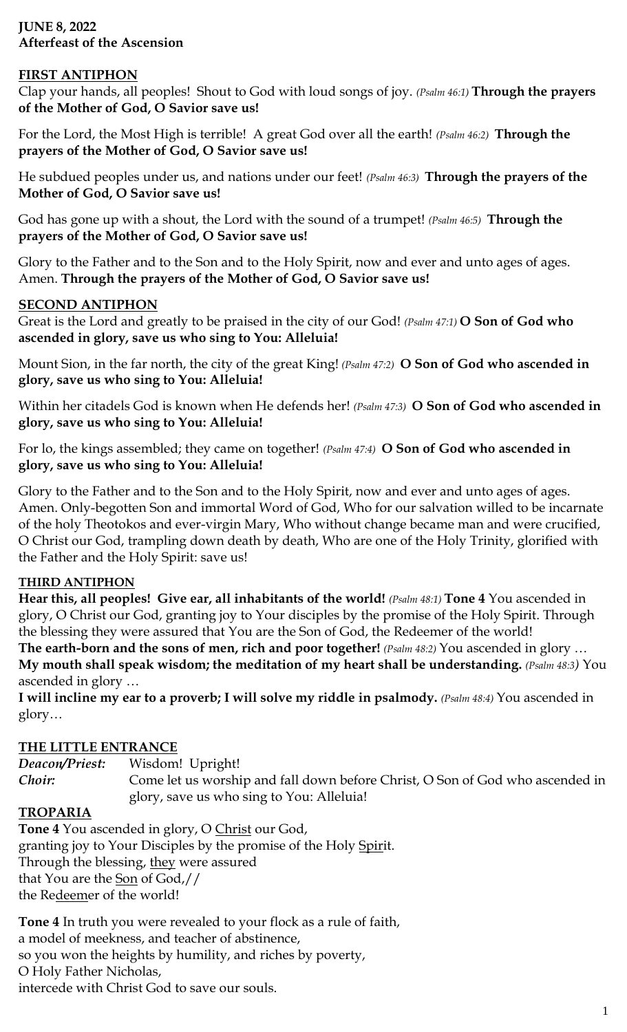**JUNE 8, 2022**
**Afterfeast of the Ascension**

## FIRST ANTIPHON

Clap your hands, all peoples! Shout to God with loud songs of joy. *(Psalm 46:1)* **Through the prayers of the Mother of God, O Savior save us!**

For the Lord, the Most High is terrible! A great God over all the earth! *(Psalm 46:2)* **Through the prayers of the Mother of God, O Savior save us!**

He subdued peoples under us, and nations under our feet! *(Psalm 46:3)* **Through the prayers of the Mother of God, O Savior save us!**

God has gone up with a shout, the Lord with the sound of a trumpet! *(Psalm 46:5)* **Through the prayers of the Mother of God, O Savior save us!**

Glory to the Father and to the Son and to the Holy Spirit, now and ever and unto ages of ages. Amen. **Through the prayers of the Mother of God, O Savior save us!**

## SECOND ANTIPHON

Great is the Lord and greatly to be praised in the city of our God! *(Psalm 47:1)* **O Son of God who ascended in glory, save us who sing to You: Alleluia!**

Mount Sion, in the far north, the city of the great King! *(Psalm 47:2)* **O Son of God who ascended in glory, save us who sing to You: Alleluia!**

Within her citadels God is known when He defends her! *(Psalm 47:3)* **O Son of God who ascended in glory, save us who sing to You: Alleluia!**

For lo, the kings assembled; they came on together! *(Psalm 47:4)* **O Son of God who ascended in glory, save us who sing to You: Alleluia!**

Glory to the Father and to the Son and to the Holy Spirit, now and ever and unto ages of ages. Amen. Only-begotten Son and immortal Word of God, Who for our salvation willed to be incarnate of the holy Theotokos and ever-virgin Mary, Who without change became man and were crucified, O Christ our God, trampling down death by death, Who are one of the Holy Trinity, glorified with the Father and the Holy Spirit: save us!

## THIRD ANTIPHON

**Hear this, all peoples! Give ear, all inhabitants of the world!** *(Psalm 48:1)* **Tone 4** You ascended in glory, O Christ our God, granting joy to Your disciples by the promise of the Holy Spirit. Through the blessing they were assured that You are the Son of God, the Redeemer of the world!
**The earth-born and the sons of men, rich and poor together!** *(Psalm 48:2)* You ascended in glory …
**My mouth shall speak wisdom; the meditation of my heart shall be understanding.** *(Psalm 48:3)* You ascended in glory …
**I will incline my ear to a proverb; I will solve my riddle in psalmody.** *(Psalm 48:4)* You ascended in glory…

## THE LITTLE ENTRANCE

***Deacon/Priest:*** Wisdom! Upright!
***Choir:*** Come let us worship and fall down before Christ, O Son of God who ascended in glory, save us who sing to You: Alleluia!

## TROPARIA

**Tone 4** You ascended in glory, O Christ our God,
granting joy to Your Disciples by the promise of the Holy Spirit.
Through the blessing, they were assured
that You are the Son of God,//
the Redeemer of the world!

**Tone 4** In truth you were revealed to your flock as a rule of faith,
a model of meekness, and teacher of abstinence,
so you won the heights by humility, and riches by poverty,
O Holy Father Nicholas,
intercede with Christ God to save our souls.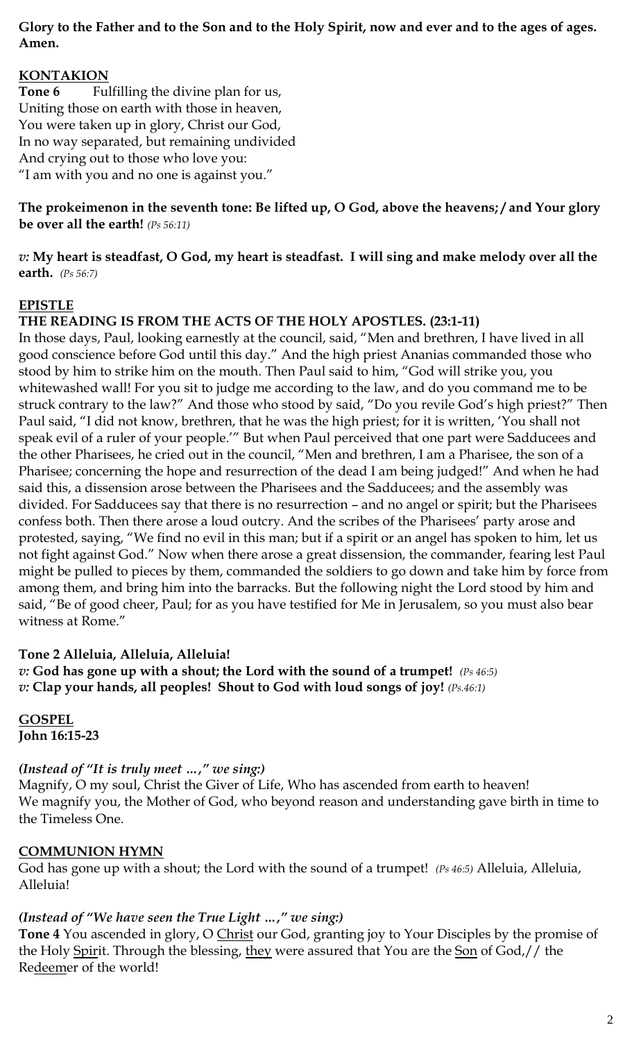**Glory to the Father and to the Son and to the Holy Spirit, now and ever and to the ages of ages. Amen.**

**KONTAKION**

**Tone 6** Fulfilling the divine plan for us,
Uniting those on earth with those in heaven,
You were taken up in glory, Christ our God,
In no way separated, but remaining undivided
And crying out to those who love you:
"I am with you and no one is against you."

**The prokeimenon in the seventh tone: Be lifted up, O God, above the heavens;/ and Your glory be over all the earth!** *(Ps 56:11)*

*v:* **My heart is steadfast, O God, my heart is steadfast. I will sing and make melody over all the earth.** *(Ps 56:7)*

**EPISTLE**

**THE READING IS FROM THE ACTS OF THE HOLY APOSTLES. (23:1-11)**

In those days, Paul, looking earnestly at the council, said, "Men and brethren, I have lived in all good conscience before God until this day." And the high priest Ananias commanded those who stood by him to strike him on the mouth. Then Paul said to him, "God will strike you, you whitewashed wall! For you sit to judge me according to the law, and do you command me to be struck contrary to the law?" And those who stood by said, "Do you revile God's high priest?" Then Paul said, "I did not know, brethren, that he was the high priest; for it is written, 'You shall not speak evil of a ruler of your people.'" But when Paul perceived that one part were Sadducees and the other Pharisees, he cried out in the council, "Men and brethren, I am a Pharisee, the son of a Pharisee; concerning the hope and resurrection of the dead I am being judged!" And when he had said this, a dissension arose between the Pharisees and the Sadducees; and the assembly was divided. For Sadducees say that there is no resurrection – and no angel or spirit; but the Pharisees confess both. Then there arose a loud outcry. And the scribes of the Pharisees' party arose and protested, saying, "We find no evil in this man; but if a spirit or an angel has spoken to him, let us not fight against God." Now when there arose a great dissension, the commander, fearing lest Paul might be pulled to pieces by them, commanded the soldiers to go down and take him by force from among them, and bring him into the barracks. But the following night the Lord stood by him and said, "Be of good cheer, Paul; for as you have testified for Me in Jerusalem, so you must also bear witness at Rome."

**Tone 2 Alleluia, Alleluia, Alleluia!**

*v:* **God has gone up with a shout; the Lord with the sound of a trumpet!** *(Ps 46:5)*

*v:* **Clap your hands, all peoples! Shout to God with loud songs of joy!** *(Ps.46:1)*

**GOSPEL**

**John 16:15-23**

***(Instead of "It is truly meet …," we sing:)***

Magnify, O my soul, Christ the Giver of Life, Who has ascended from earth to heaven!
We magnify you, the Mother of God, who beyond reason and understanding gave birth in time to the Timeless One.

**COMMUNION HYMN**

God has gone up with a shout; the Lord with the sound of a trumpet! *(Ps 46:5)* Alleluia, Alleluia, Alleluia!

***(Instead of "We have seen the True Light …," we sing:)***

**Tone 4** You ascended in glory, O Christ our God, granting joy to Your Disciples by the promise of the Holy Spirit. Through the blessing, they were assured that You are the Son of God,// the Redeemer of the world!